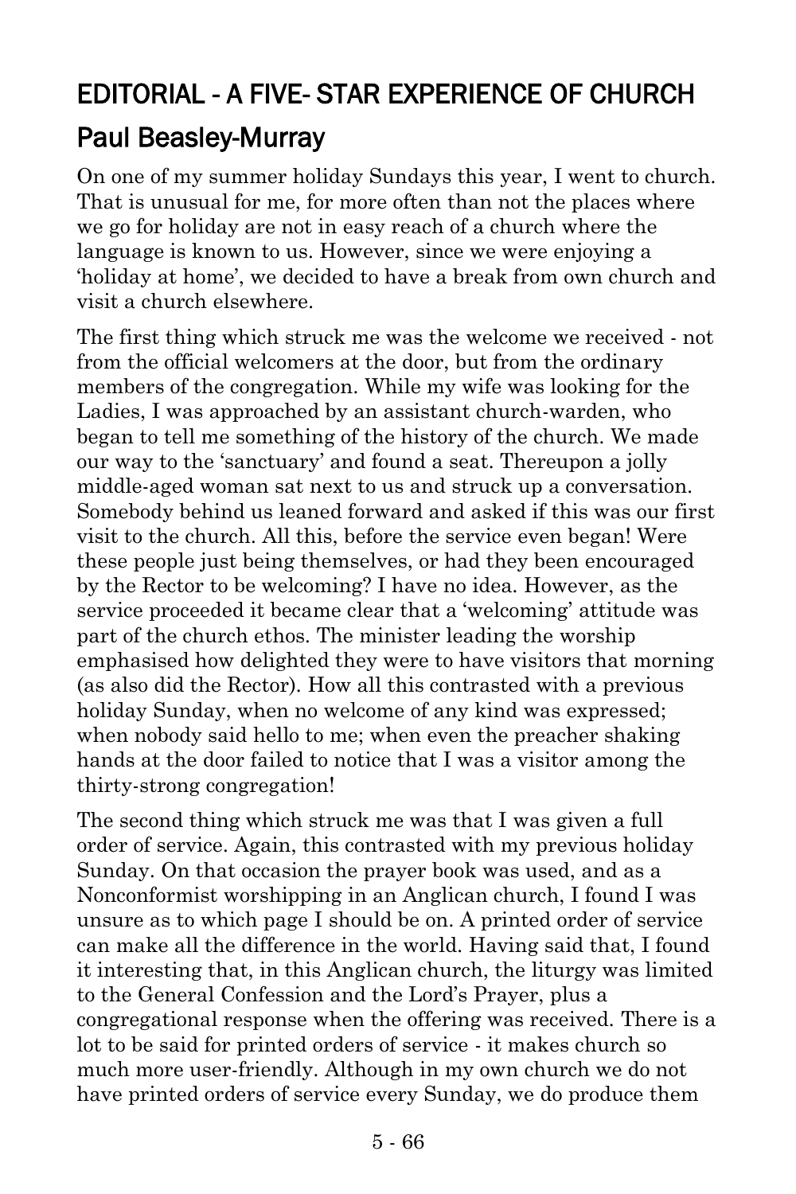# EDITORIAL - A FIVE- STAR EXPERIENCE OF CHURCH

## Paul Beasley-Murray

On one of my summer holiday Sundays this year, I went to church. That is unusual for me, for more often than not the places where we go for holiday are not in easy reach of a church where the language is known to us. However, since we were enjoying a 'holiday at home', we decided to have a break from own church and visit a church elsewhere.

The first thing which struck me was the welcome we received - not from the official welcomers at the door, but from the ordinary members of the congregation. While my wife was looking for the Ladies, I was approached by an assistant church-warden, who began to tell me something of the history of the church. We made our way to the 'sanctuary' and found a seat. Thereupon a jolly middle-aged woman sat next to us and struck up a conversation. Somebody behind us leaned forward and asked if this was our first visit to the church. All this, before the service even began! Were these people just being themselves, or had they been encouraged by the Rector to be welcoming? I have no idea. However, as the service proceeded it became clear that a 'welcoming' attitude was part of the church ethos. The minister leading the worship emphasised how delighted they were to have visitors that morning (as also did the Rector). How all this contrasted with a previous holiday Sunday, when no welcome of any kind was expressed; when nobody said hello to me; when even the preacher shaking hands at the door failed to notice that I was a visitor among the thirty-strong congregation!

The second thing which struck me was that I was given a full order of service. Again, this contrasted with my previous holiday Sunday. On that occasion the prayer book was used, and as a Nonconformist worshipping in an Anglican church, I found I was unsure as to which page I should be on. A printed order of service can make all the difference in the world. Having said that, I found it interesting that, in this Anglican church, the liturgy was limited to the General Confession and the Lord's Prayer, plus a congregational response when the offering was received. There is a lot to be said for printed orders of service - it makes church so much more user-friendly. Although in my own church we do not have printed orders of service every Sunday, we do produce them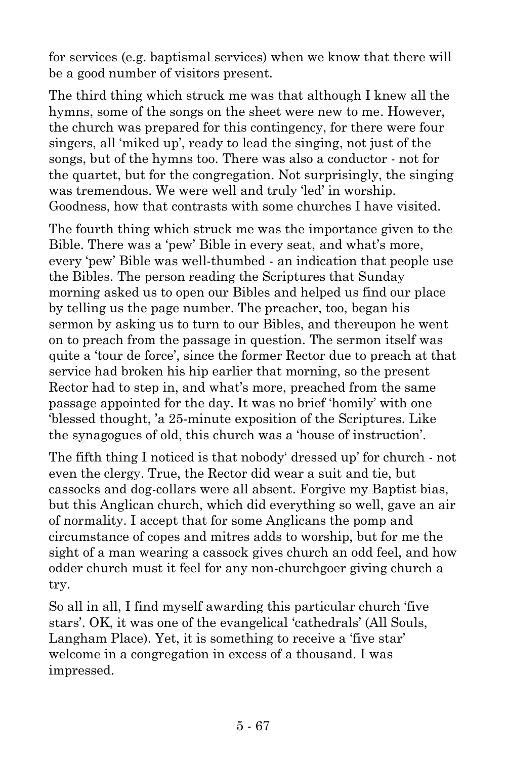for services (e.g. baptismal services) when we know that there will be a good number of visitors present.

The third thing which struck me was that although I knew all the hymns, some of the songs on the sheet were new to me. However, the church was prepared for this contingency, for there were four singers, all 'miked up', ready to lead the singing, not just of the songs, but of the hymns too. There was also a conductor - not for the quartet, but for the congregation. Not surprisingly, the singing was tremendous. We were well and truly 'led' in worship. Goodness, how that contrasts with some churches I have visited.

The fourth thing which struck me was the importance given to the Bible. There was a 'pew' Bible in every seat, and what's more, every 'pew' Bible was well-thumbed - an indication that people use the Bibles. The person reading the Scriptures that Sunday morning asked us to open our Bibles and helped us find our place by telling us the page number. The preacher, too, began his sermon by asking us to turn to our Bibles, and thereupon he went on to preach from the passage in question. The sermon itself was quite a 'tour de force', since the former Rector due to preach at that service had broken his hip earlier that morning, so the present Rector had to step in, and what's more, preached from the same passage appointed for the day. It was no brief 'homily' with one 'blessed thought, 'a 25-minute exposition of the Scriptures. Like the synagogues of old, this church was a 'house of instruction'.

The fifth thing I noticed is that nobody' dressed up' for church - not even the clergy. True, the Rector did wear a suit and tie, but cassocks and dog-collars were all absent. Forgive my Baptist bias, but this Anglican church, which did everything so well, gave an air of normality. I accept that for some Anglicans the pomp and circumstance of copes and mitres adds to worship, but for me the sight of a man wearing a cassock gives church an odd feel, and how odder church must it feel for any non-churchgoer giving church a try.

So all in all, I find myself awarding this particular church 'five stars'. OK, it was one of the evangelical 'cathedrals' (All Souls, Langham Place). Yet, it is something to receive a 'five star' welcome in a congregation in excess of a thousand. I was impressed.